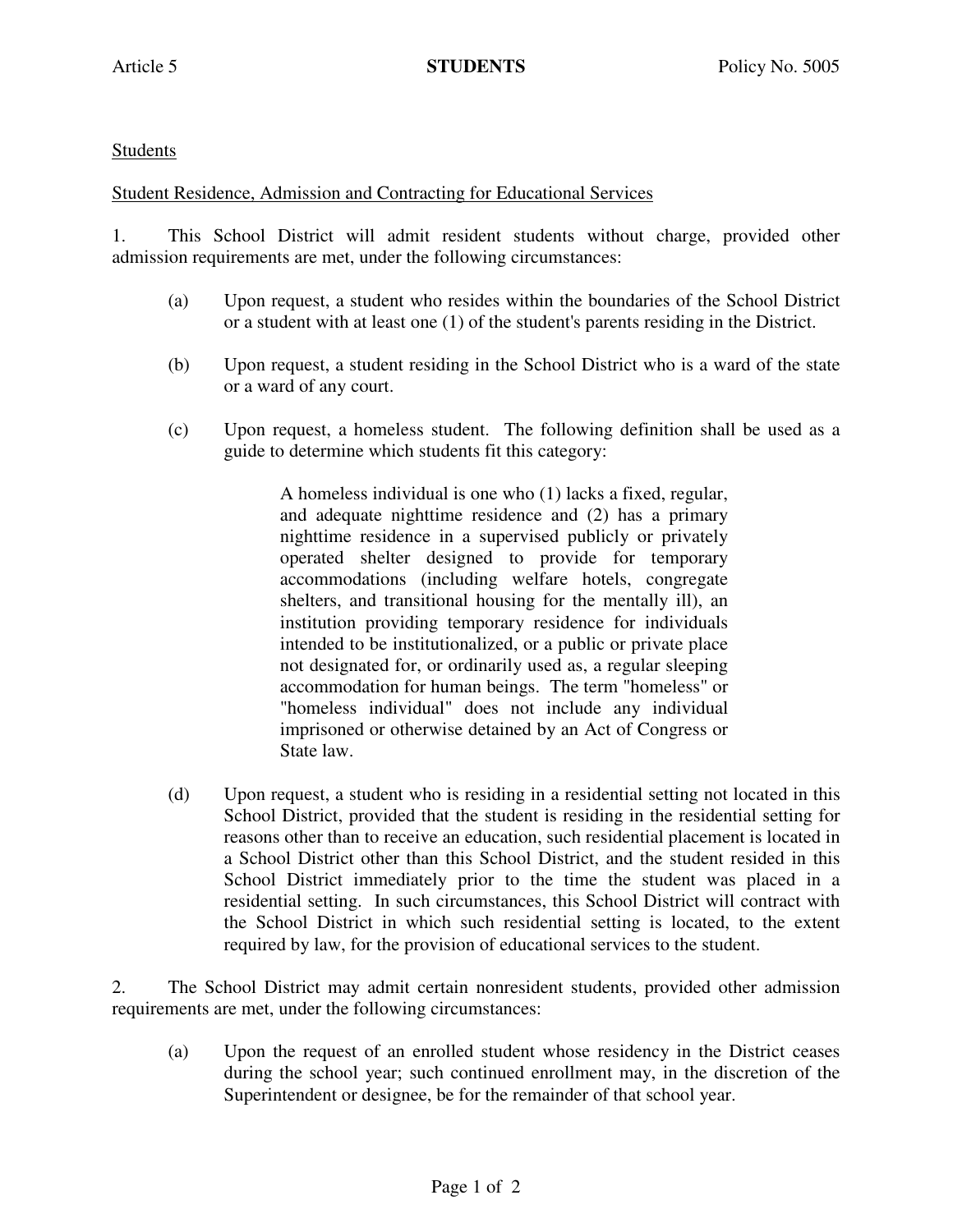Students

Student Residence, Admission and Contracting for Educational Services

1. This School District will admit resident students without charge, provided other admission requirements are met, under the following circumstances:

   (a) Upon request, a student who resides within the boundaries of the School District or a student with at least one (1) of the student's parents residing in the District.

   (b) Upon request, a student residing in the School District who is a ward of the state or a ward of any court.

   (c) Upon request, a homeless student. The following definition shall be used as a guide to determine which students fit this category:

   > A homeless individual is one who (1) lacks a fixed, regular, and adequate nighttime residence and (2) has a primary nighttime residence in a supervised publicly or privately operated shelter designed to provide for temporary accommodations (including welfare hotels, congregate shelters, and transitional housing for the mentally ill), an institution providing temporary residence for individuals intended to be institutionalized, or a public or private place not designated for, or ordinarily used as, a regular sleeping accommodation for human beings. The term "homeless" or "homeless individual" does not include any individual imprisoned or otherwise detained by an Act of Congress or State law.

   (d) Upon request, a student who is residing in a residential setting not located in this School District, provided that the student is residing in the residential setting for reasons other than to receive an education, such residential placement is located in a School District other than this School District, and the student resided in this School District immediately prior to the time the student was placed in a residential setting. In such circumstances, this School District will contract with the School District in which such residential setting is located, to the extent required by law, for the provision of educational services to the student.

2. The School District may admit certain nonresident students, provided other admission requirements are met, under the following circumstances:

   (a) Upon the request of an enrolled student whose residency in the District ceases during the school year; such continued enrollment may, in the discretion of the Superintendent or designee, be for the remainder of that school year.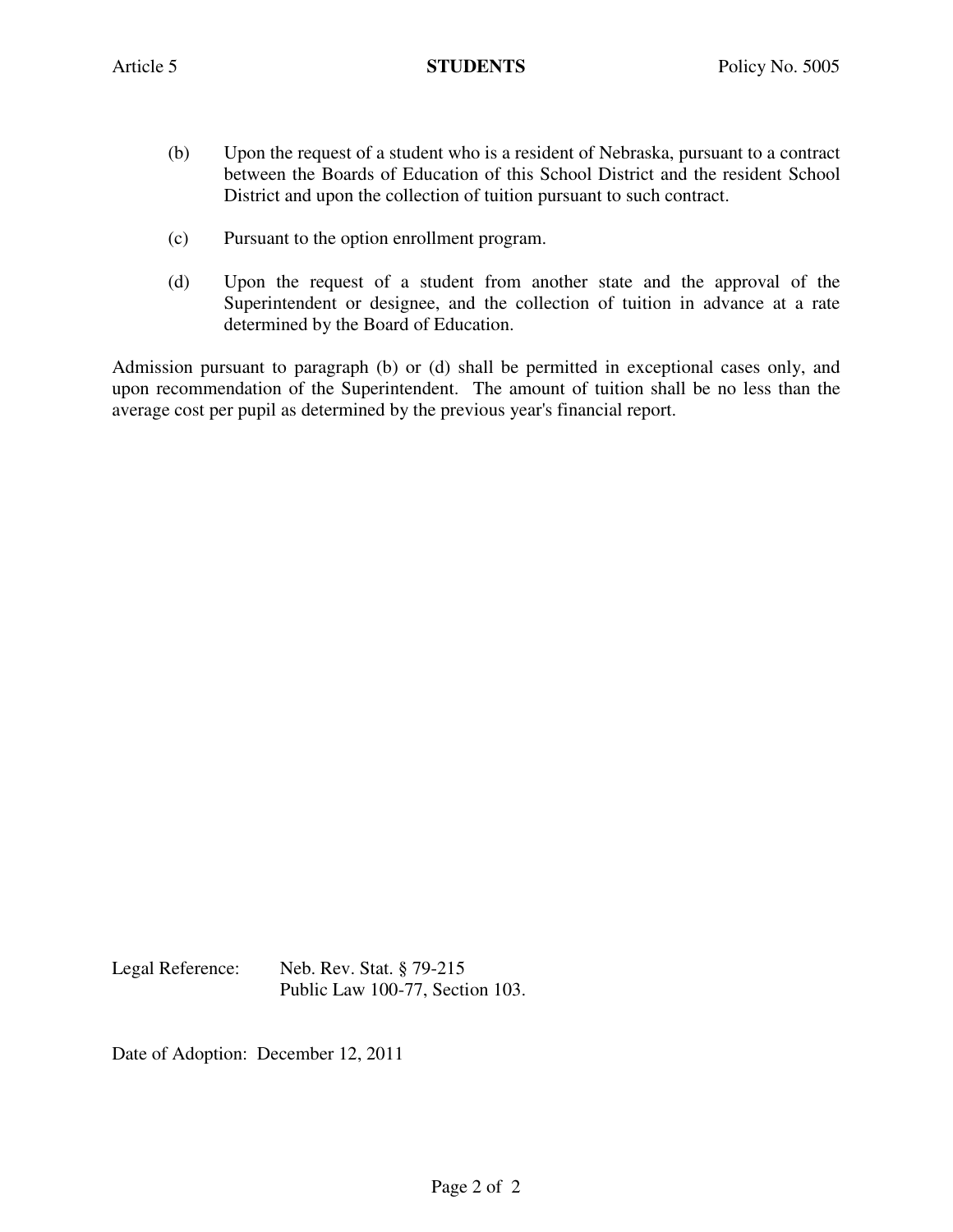(b) Upon the request of a student who is a resident of Nebraska, pursuant to a contract between the Boards of Education of this School District and the resident School District and upon the collection of tuition pursuant to such contract.

(c) Pursuant to the option enrollment program.

(d) Upon the request of a student from another state and the approval of the Superintendent or designee, and the collection of tuition in advance at a rate determined by the Board of Education.

Admission pursuant to paragraph (b) or (d) shall be permitted in exceptional cases only, and upon recommendation of the Superintendent. The amount of tuition shall be no less than the average cost per pupil as determined by the previous year's financial report.

Legal Reference: Neb. Rev. Stat. § 79-215
Public Law 100-77, Section 103.

Date of Adoption: December 12, 2011